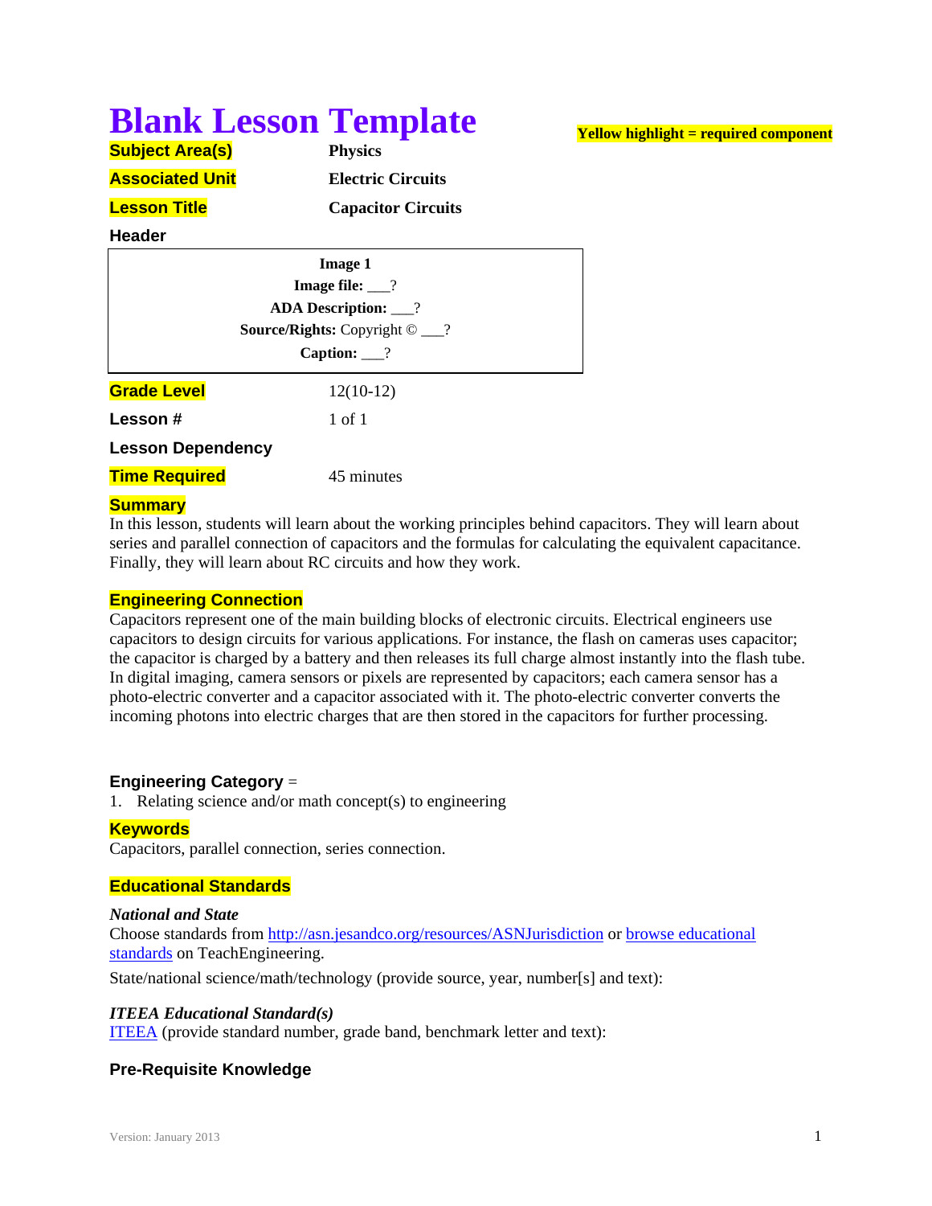# Blank Lesson Template

**Yellow highlight = required component**

| | |
|---|---|
| **Subject Area(s)** | **Physics** |
| **Associated Unit** | **Electric Circuits** |
| **Lesson Title** | **Capacitor Circuits** |

**Header**

| |
|---|
| **Image 1**<br>**Image file:** ___?<br>**ADA Description:** ___?<br>**Source/Rights:** Copyright © ___?<br>**Caption:** ___? |

| | |
|---|---|
| **Grade Level** | 12(10-12) |
| **Lesson #** | 1 of 1 |
| **Lesson Dependency** | |
| **Time Required** | 45 minutes |

**Summary**

In this lesson, students will learn about the working principles behind capacitors. They will learn about series and parallel connection of capacitors and the formulas for calculating the equivalent capacitance. Finally, they will learn about RC circuits and how they work.

**Engineering Connection**

Capacitors represent one of the main building blocks of electronic circuits. Electrical engineers use capacitors to design circuits for various applications. For instance, the flash on cameras uses capacitor; the capacitor is charged by a battery and then releases its full charge almost instantly into the flash tube. In digital imaging, camera sensors or pixels are represented by capacitors; each camera sensor has a photo-electric converter and a capacitor associated with it. The photo-electric converter converts the incoming photons into electric charges that are then stored in the capacitors for further processing.

**Engineering Category** =

1. Relating science and/or math concept(s) to engineering

**Keywords**

Capacitors, parallel connection, series connection.

**Educational Standards**

***National and State***

Choose standards from http://asn.jesandco.org/resources/ASNJurisdiction or browse educational standards on TeachEngineering.

State/national science/math/technology (provide source, year, number[s] and text):

***ITEEA Educational Standard(s)***

ITEEA (provide standard number, grade band, benchmark letter and text):

**Pre-Requisite Knowledge**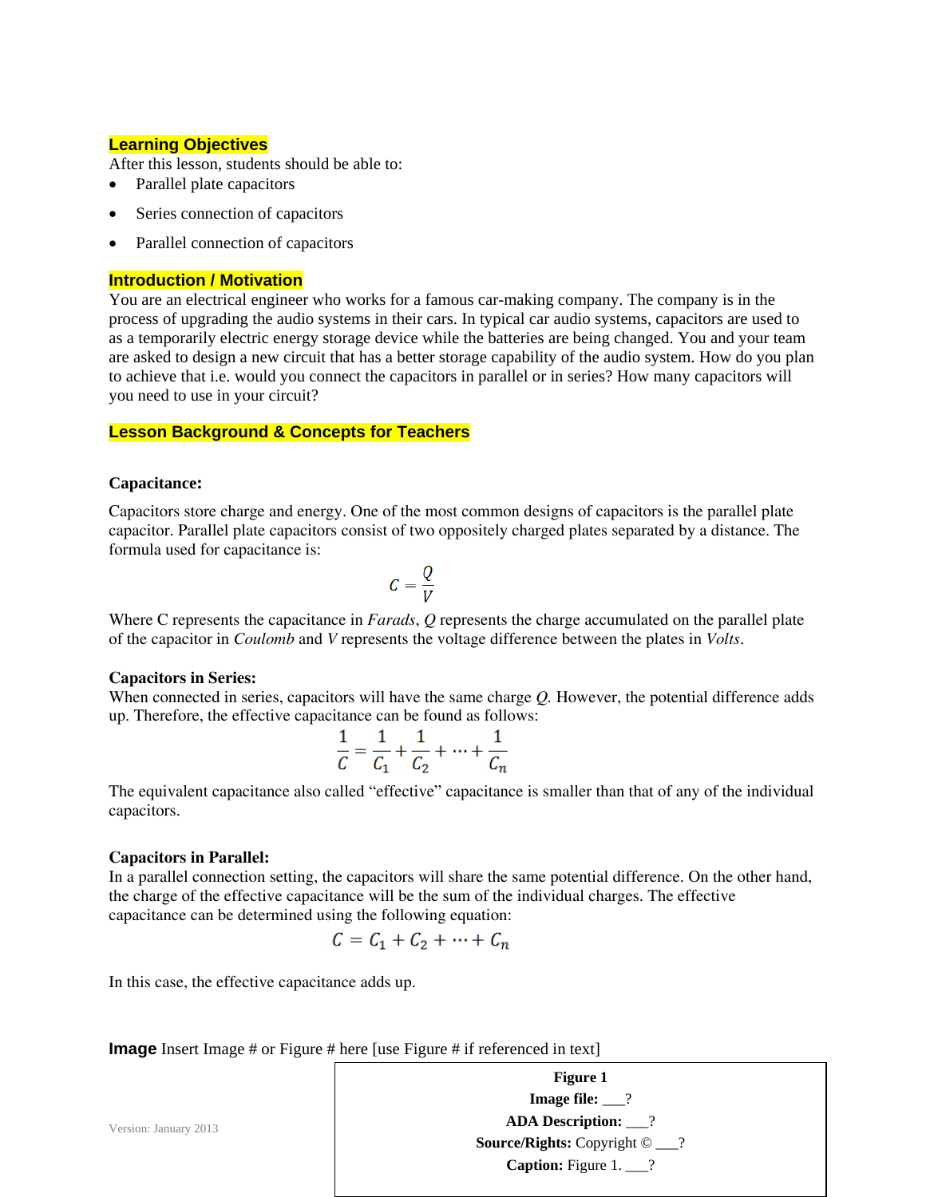## Learning Objectives

After this lesson, students should be able to:

- Parallel plate capacitors
- Series connection of capacitors
- Parallel connection of capacitors

## Introduction / Motivation

You are an electrical engineer who works for a famous car-making company. The company is in the process of upgrading the audio systems in their cars. In typical car audio systems, capacitors are used to as a temporarily electric energy storage device while the batteries are being changed. You and your team are asked to design a new circuit that has a better storage capability of the audio system. How do you plan to achieve that i.e. would you connect the capacitors in parallel or in series? How many capacitors will you need to use in your circuit?

## Lesson Background & Concepts for Teachers

**Capacitance:**

Capacitors store charge and energy. One of the most common designs of capacitors is the parallel plate capacitor. Parallel plate capacitors consist of two oppositely charged plates separated by a distance. The formula used for capacitance is:

$$C = \frac{Q}{V}$$

Where C represents the capacitance in *Farads*, $Q$ represents the charge accumulated on the parallel plate of the capacitor in *Coulomb* and $V$ represents the voltage difference between the plates in *Volts*.

**Capacitors in Series:**

When connected in series, capacitors will have the same charge $Q$. However, the potential difference adds up. Therefore, the effective capacitance can be found as follows:

$$\frac{1}{C} = \frac{1}{C_1} + \frac{1}{C_2} + \cdots + \frac{1}{C_n}$$

The equivalent capacitance also called "effective" capacitance is smaller than that of any of the individual capacitors.

**Capacitors in Parallel:**

In a parallel connection setting, the capacitors will share the same potential difference. On the other hand, the charge of the effective capacitance will be the sum of the individual charges. The effective capacitance can be determined using the following equation:

$$C = C_1 + C_2 + \cdots + C_n$$

In this case, the effective capacitance adds up.

**Image** Insert Image # or Figure # here [use Figure # if referenced in text]

| **Figure 1** |
| --- |
| **Image file:** ___? |
| **ADA Description:** ___? |
| **Source/Rights:** Copyright © ___? |
| **Caption:** Figure 1. ___? |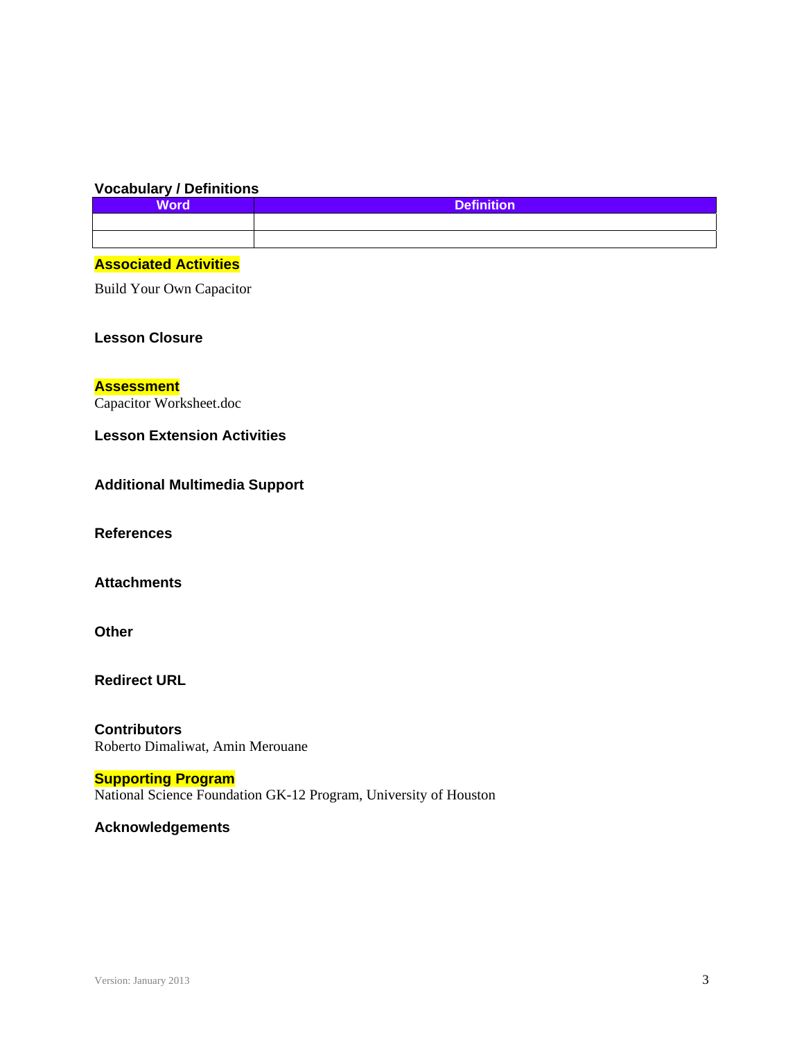### Vocabulary / Definitions

| Word | Definition |
|---|---|
| | |
| | |

### Associated Activities

Build Your Own Capacitor

### Lesson Closure

### Assessment

Capacitor Worksheet.doc

### Lesson Extension Activities

### Additional Multimedia Support

### References

### Attachments

### Other

### Redirect URL

### Contributors

Roberto Dimaliwat, Amin Merouane

### Supporting Program

National Science Foundation GK-12 Program, University of Houston

### Acknowledgements

Version: January 2013